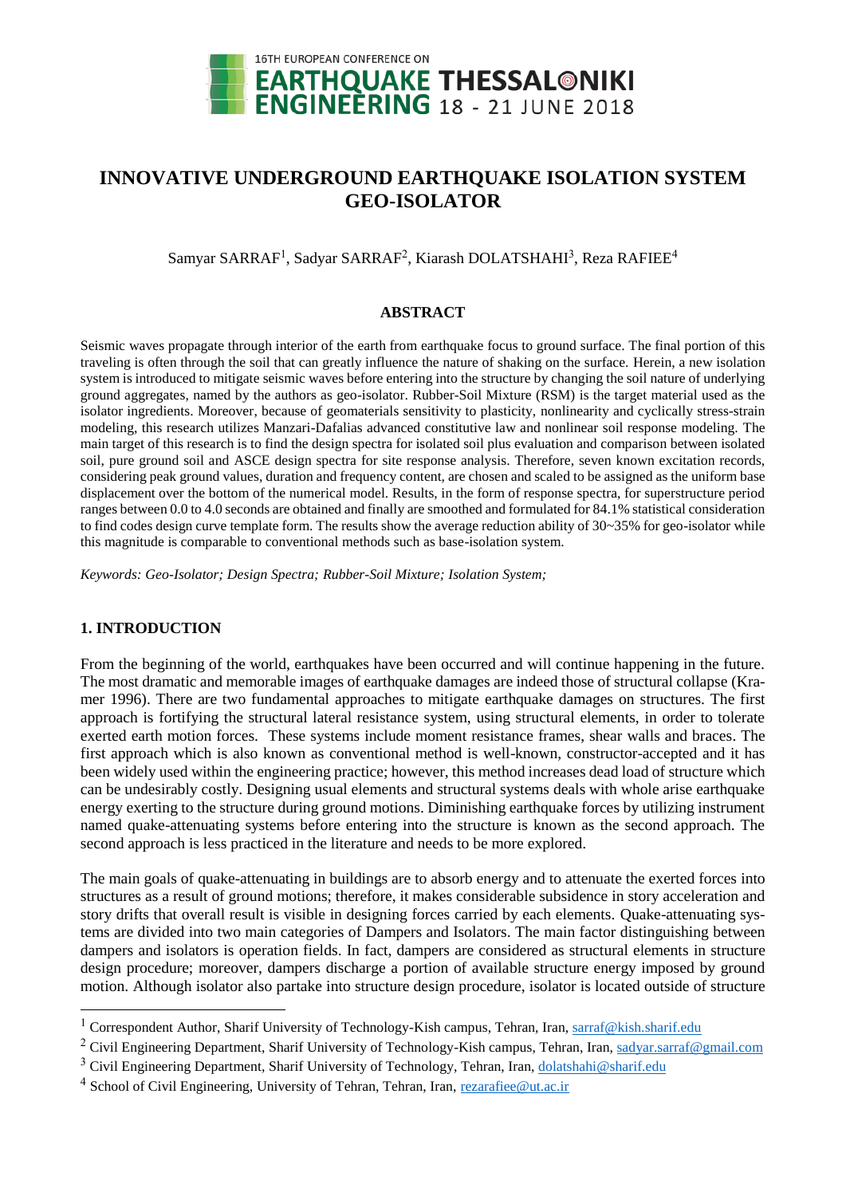# INNOVATIVE UNDERGROUND EARTHQUAKE ISOLATION SYSTEM GEO-ISOLATOR

Samyar SARRAF[1], Sadyar SARRAF[2], Kiarash DOLATSHAHI[3], Reza RAFIEE[4]

## ABSTRACT

Seismic waves propagate through interior of the earth from earthquake focus to ground surface. The final portion of this traveling is often through the soil that can greatly influence the nature of shaking on the surface. Herein, a new isolation system is introduced to mitigate seismic waves before entering into the structure by changing the soil nature of underlying ground aggregates, named by the authors as geo-isolator. Rubber-Soil Mixture (RSM) is the target material used as the isolator ingredients. Moreover, because of geomaterials sensitivity to plasticity, nonlinearity and cyclically stress-strain modeling, this research utilizes Manzari-Dafalias advanced constitutive law and nonlinear soil response modeling. The main target of this research is to find the design spectra for isolated soil plus evaluation and comparison between isolated soil, pure ground soil and ASCE design spectra for site response analysis. Therefore, seven known excitation records, considering peak ground values, duration and frequency content, are chosen and scaled to be assigned as the uniform base displacement over the bottom of the numerical model. Results, in the form of response spectra, for superstructure period ranges between 0.0 to 4.0 seconds are obtained and finally are smoothed and formulated for 84.1% statistical consideration to find codes design curve template form. The results show the average reduction ability of 30~35% for geo-isolator while this magnitude is comparable to conventional methods such as base-isolation system.

*Keywords: Geo-Isolator; Design Spectra; Rubber-Soil Mixture; Isolation System;*

## 1. INTRODUCTION

From the beginning of the world, earthquakes have been occurred and will continue happening in the future. The most dramatic and memorable images of earthquake damages are indeed those of structural collapse (Kramer 1996). There are two fundamental approaches to mitigate earthquake damages on structures. The first approach is fortifying the structural lateral resistance system, using structural elements, in order to tolerate exerted earth motion forces. These systems include moment resistance frames, shear walls and braces. The first approach which is also known as conventional method is well-known, constructor-accepted and it has been widely used within the engineering practice; however, this method increases dead load of structure which can be undesirably costly. Designing usual elements and structural systems deals with whole arise earthquake energy exerting to the structure during ground motions. Diminishing earthquake forces by utilizing instrument named quake-attenuating systems before entering into the structure is known as the second approach. The second approach is less practiced in the literature and needs to be more explored.

The main goals of quake-attenuating in buildings are to absorb energy and to attenuate the exerted forces into structures as a result of ground motions; therefore, it makes considerable subsidence in story acceleration and story drifts that overall result is visible in designing forces carried by each elements. Quake-attenuating systems are divided into two main categories of Dampers and Isolators. The main factor distinguishing between dampers and isolators is operation fields. In fact, dampers are considered as structural elements in structure design procedure; moreover, dampers discharge a portion of available structure energy imposed by ground motion. Although isolator also partake into structure design procedure, isolator is located outside of structure

---

[1] Correspondent Author, Sharif University of Technology-Kish campus, Tehran, Iran, sarraf@kish.sharif.edu

[2] Civil Engineering Department, Sharif University of Technology-Kish campus, Tehran, Iran, sadyar.sarraf@gmail.com

[3] Civil Engineering Department, Sharif University of Technology, Tehran, Iran, dolatshahi@sharif.edu

[4] School of Civil Engineering, University of Tehran, Tehran, Iran, rezarafiee@ut.ac.ir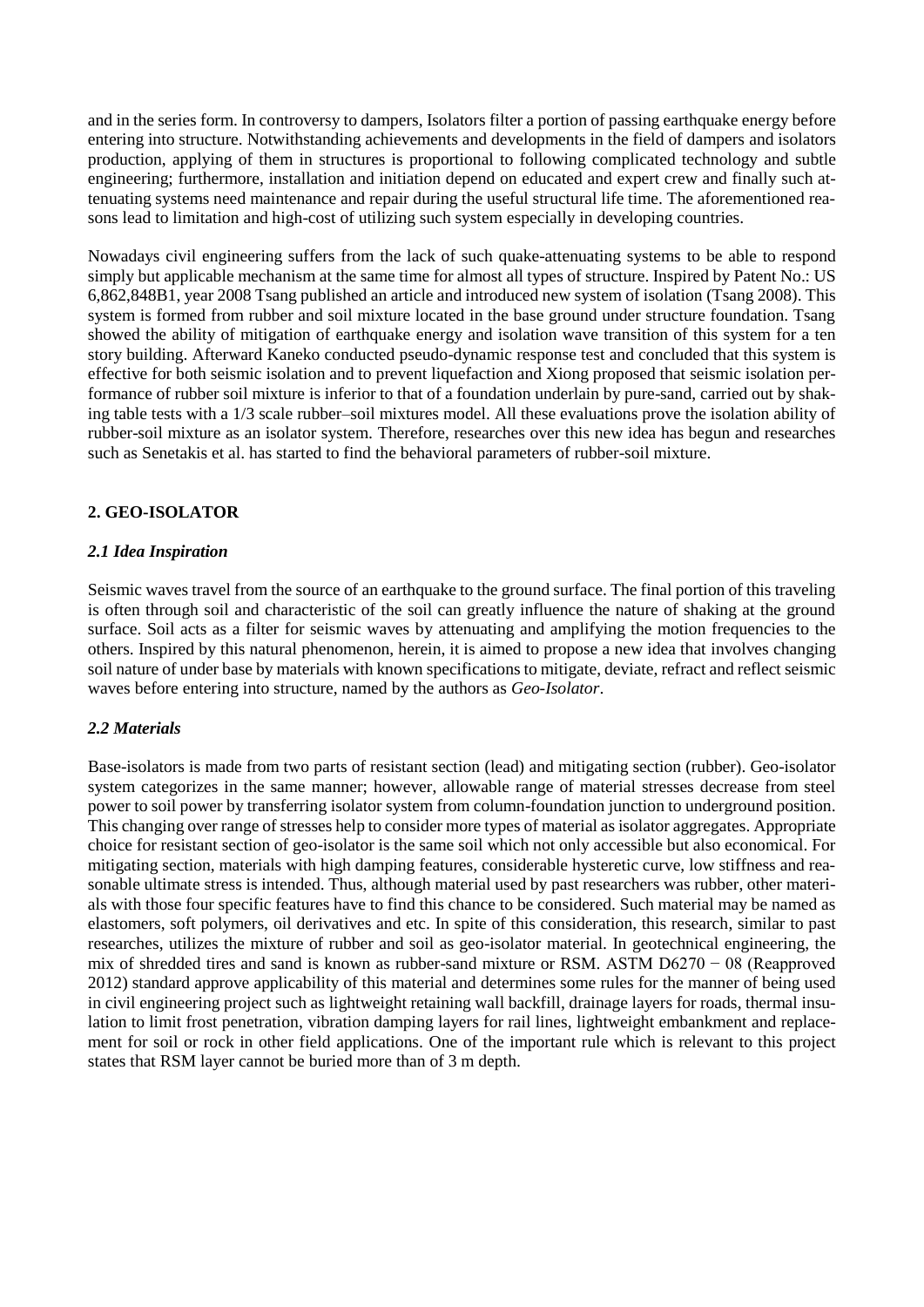and in the series form. In controversy to dampers, Isolators filter a portion of passing earthquake energy before entering into structure. Notwithstanding achievements and developments in the field of dampers and isolators production, applying of them in structures is proportional to following complicated technology and subtle engineering; furthermore, installation and initiation depend on educated and expert crew and finally such attenuating systems need maintenance and repair during the useful structural life time. The aforementioned reasons lead to limitation and high-cost of utilizing such system especially in developing countries.

Nowadays civil engineering suffers from the lack of such quake-attenuating systems to be able to respond simply but applicable mechanism at the same time for almost all types of structure. Inspired by Patent No.: US 6,862,848B1, year 2008 Tsang published an article and introduced new system of isolation (Tsang 2008). This system is formed from rubber and soil mixture located in the base ground under structure foundation. Tsang showed the ability of mitigation of earthquake energy and isolation wave transition of this system for a ten story building. Afterward Kaneko conducted pseudo-dynamic response test and concluded that this system is effective for both seismic isolation and to prevent liquefaction and Xiong proposed that seismic isolation performance of rubber soil mixture is inferior to that of a foundation underlain by pure-sand, carried out by shaking table tests with a 1/3 scale rubber–soil mixtures model. All these evaluations prove the isolation ability of rubber-soil mixture as an isolator system. Therefore, researches over this new idea has begun and researches such as Senetakis et al. has started to find the behavioral parameters of rubber-soil mixture.

## 2. GEO-ISOLATOR

### *2.1 Idea Inspiration*

Seismic waves travel from the source of an earthquake to the ground surface. The final portion of this traveling is often through soil and characteristic of the soil can greatly influence the nature of shaking at the ground surface. Soil acts as a filter for seismic waves by attenuating and amplifying the motion frequencies to the others. Inspired by this natural phenomenon, herein, it is aimed to propose a new idea that involves changing soil nature of under base by materials with known specifications to mitigate, deviate, refract and reflect seismic waves before entering into structure, named by the authors as *Geo-Isolator*.

### *2.2 Materials*

Base-isolators is made from two parts of resistant section (lead) and mitigating section (rubber). Geo-isolator system categorizes in the same manner; however, allowable range of material stresses decrease from steel power to soil power by transferring isolator system from column-foundation junction to underground position. This changing over range of stresses help to consider more types of material as isolator aggregates. Appropriate choice for resistant section of geo-isolator is the same soil which not only accessible but also economical. For mitigating section, materials with high damping features, considerable hysteretic curve, low stiffness and reasonable ultimate stress is intended. Thus, although material used by past researchers was rubber, other materials with those four specific features have to find this chance to be considered. Such material may be named as elastomers, soft polymers, oil derivatives and etc. In spite of this consideration, this research, similar to past researches, utilizes the mixture of rubber and soil as geo-isolator material. In geotechnical engineering, the mix of shredded tires and sand is known as rubber-sand mixture or RSM. ASTM D6270 − 08 (Reapproved 2012) standard approve applicability of this material and determines some rules for the manner of being used in civil engineering project such as lightweight retaining wall backfill, drainage layers for roads, thermal insulation to limit frost penetration, vibration damping layers for rail lines, lightweight embankment and replacement for soil or rock in other field applications. One of the important rule which is relevant to this project states that RSM layer cannot be buried more than of 3 m depth.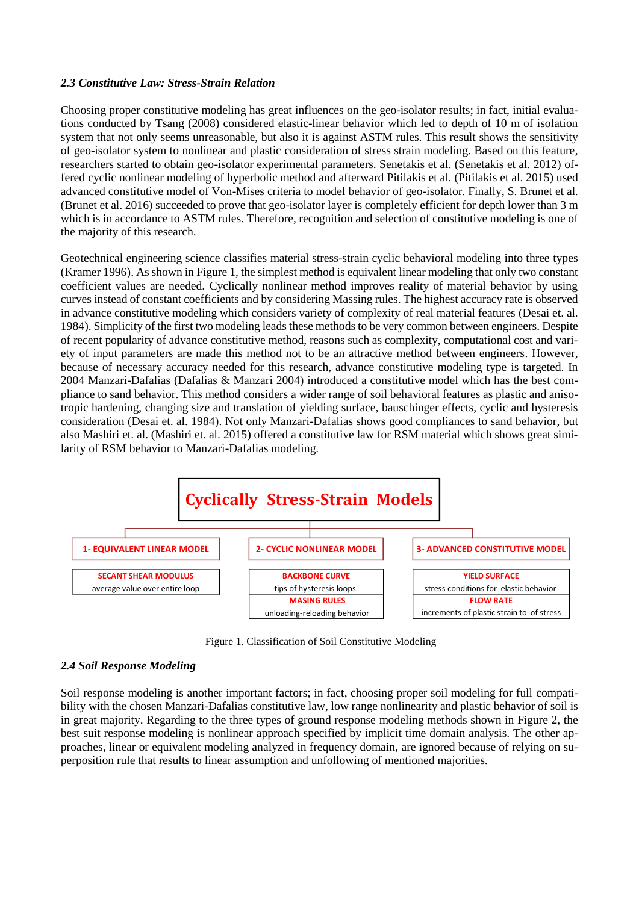### *2.3 Constitutive Law: Stress-Strain Relation*

Choosing proper constitutive modeling has great influences on the geo-isolator results; in fact, initial evaluations conducted by Tsang (2008) considered elastic-linear behavior which led to depth of 10 m of isolation system that not only seems unreasonable, but also it is against ASTM rules. This result shows the sensitivity of geo-isolator system to nonlinear and plastic consideration of stress strain modeling. Based on this feature, researchers started to obtain geo-isolator experimental parameters. Senetakis et al. (Senetakis et al. 2012) offered cyclic nonlinear modeling of hyperbolic method and afterward Pitilakis et al. (Pitilakis et al. 2015) used advanced constitutive model of Von-Mises criteria to model behavior of geo-isolator. Finally, S. Brunet et al. (Brunet et al. 2016) succeeded to prove that geo-isolator layer is completely efficient for depth lower than 3 m which is in accordance to ASTM rules. Therefore, recognition and selection of constitutive modeling is one of the majority of this research.

Geotechnical engineering science classifies material stress-strain cyclic behavioral modeling into three types (Kramer 1996). As shown in Figure 1, the simplest method is equivalent linear modeling that only two constant coefficient values are needed. Cyclically nonlinear method improves reality of material behavior by using curves instead of constant coefficients and by considering Massing rules. The highest accuracy rate is observed in advance constitutive modeling which considers variety of complexity of real material features (Desai et. al. 1984). Simplicity of the first two modeling leads these methods to be very common between engineers. Despite of recent popularity of advance constitutive method, reasons such as complexity, computational cost and variety of input parameters are made this method not to be an attractive method between engineers. However, because of necessary accuracy needed for this research, advance constitutive modeling type is targeted. In 2004 Manzari-Dafalias (Dafalias & Manzari 2004) introduced a constitutive model which has the best compliance to sand behavior. This method considers a wider range of soil behavioral features as plastic and anisotropic hardening, changing size and translation of yielding surface, bauschinger effects, cyclic and hysteresis consideration (Desai et. al. 1984). Not only Manzari-Dafalias shows good compliances to sand behavior, but also Mashiri et. al. (Mashiri et. al. 2015) offered a constitutive law for RSM material which shows great similarity of RSM behavior to Manzari-Dafalias modeling.

**Cyclically Stress-Strain Models**

| 1- EQUIVALENT LINEAR MODEL | 2- CYCLIC NONLINEAR MODEL | 3- ADVANCED CONSTITUTIVE MODEL |
|---|---|---|
| **SECANT SHEAR MODULUS** average value over entire loop | **BACKBONE CURVE** tips of hysteresis loops | **YIELD SURFACE** stress conditions for elastic behavior |
| | **MASING RULES** unloading-reloading behavior | **FLOW RATE** increments of plastic strain to of stress |

Figure 1. Classification of Soil Constitutive Modeling

### *2.4 Soil Response Modeling*

Soil response modeling is another important factors; in fact, choosing proper soil modeling for full compatibility with the chosen Manzari-Dafalias constitutive law, low range nonlinearity and plastic behavior of soil is in great majority. Regarding to the three types of ground response modeling methods shown in Figure 2, the best suit response modeling is nonlinear approach specified by implicit time domain analysis. The other approaches, linear or equivalent modeling analyzed in frequency domain, are ignored because of relying on superposition rule that results to linear assumption and unfollowing of mentioned majorities.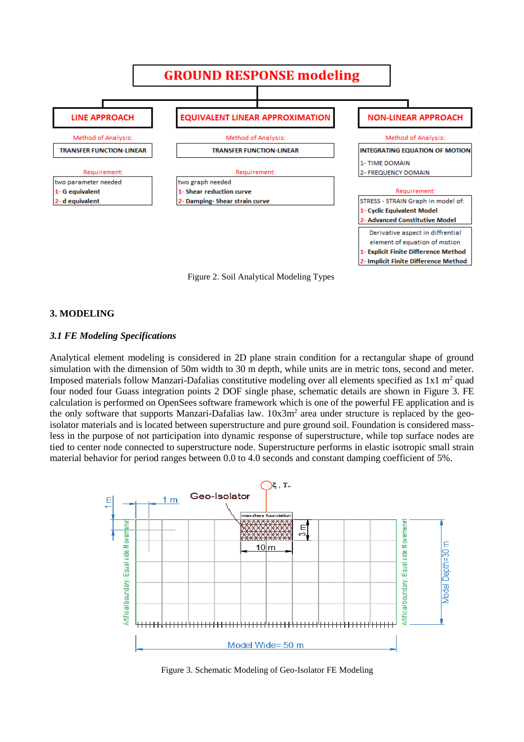Figure 2. Soil Analytical Modeling Types

## 3. MODELING

### *3.1 FE Modeling Specifications*

Analytical element modeling is considered in 2D plane strain condition for a rectangular shape of ground simulation with the dimension of 50m width to 30 m depth, while units are in metric tons, second and meter. Imposed materials follow Manzari-Dafalias constitutive modeling over all elements specified as 1x1 $m^2$ quad four noded four Guass integration points 2 DOF single phase, schematic details are shown in Figure 3. FE calculation is performed on OpenSees software framework which is one of the powerful FE application and is the only software that supports Manzari-Dafalias law. 10x3$m^2$ area under structure is replaced by the geo-isolator materials and is located between superstructure and pure ground soil. Foundation is considered mass-less in the purpose of not participation into dynamic response of superstructure, while top surface nodes are tied to center node connected to superstructure node. Superstructure performs in elastic isotropic small strain material behavior for period ranges between 0.0 to 4.0 seconds and constant damping coefficient of 5%.

Figure 3. Schematic Modeling of Geo-Isolator FE Modeling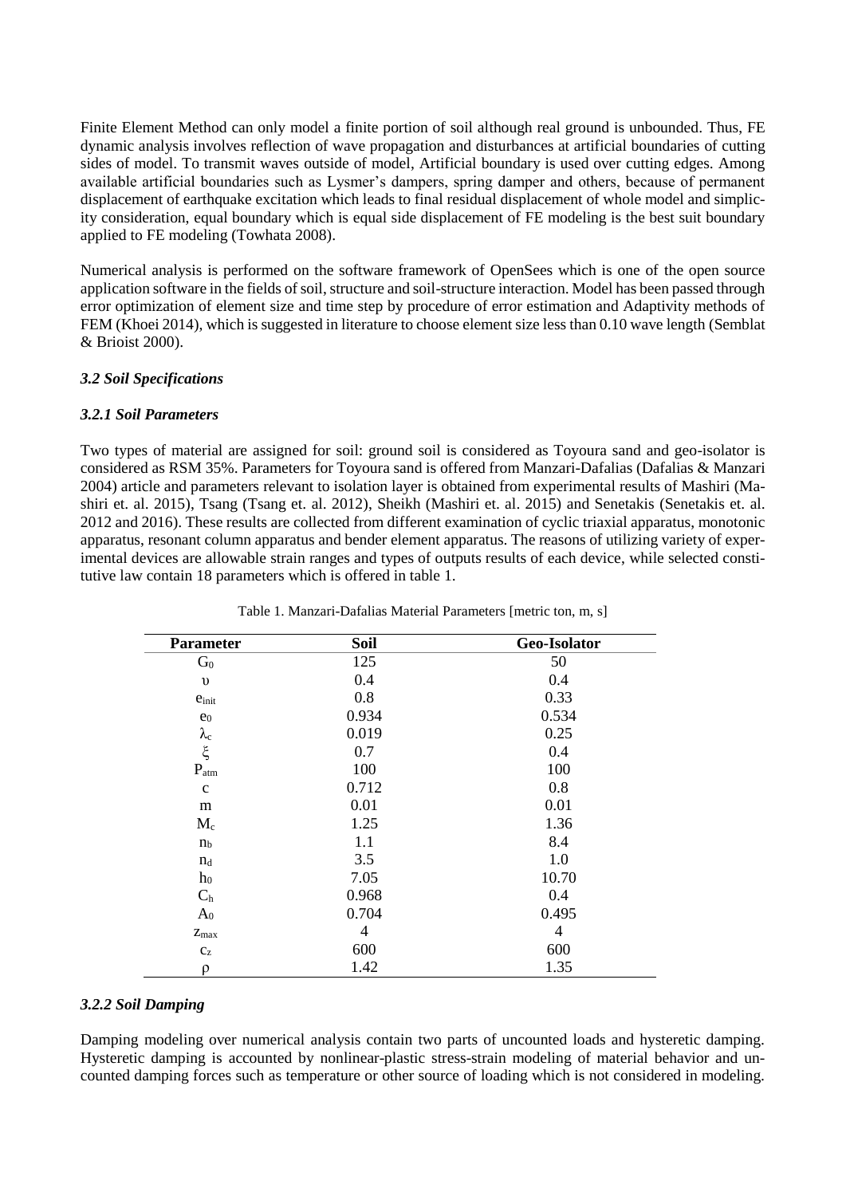Finite Element Method can only model a finite portion of soil although real ground is unbounded. Thus, FE dynamic analysis involves reflection of wave propagation and disturbances at artificial boundaries of cutting sides of model. To transmit waves outside of model, Artificial boundary is used over cutting edges. Among available artificial boundaries such as Lysmer's dampers, spring damper and others, because of permanent displacement of earthquake excitation which leads to final residual displacement of whole model and simplicity consideration, equal boundary which is equal side displacement of FE modeling is the best suit boundary applied to FE modeling (Towhata 2008).

Numerical analysis is performed on the software framework of OpenSees which is one of the open source application software in the fields of soil, structure and soil-structure interaction. Model has been passed through error optimization of element size and time step by procedure of error estimation and Adaptivity methods of FEM (Khoei 2014), which is suggested in literature to choose element size less than 0.10 wave length (Semblat & Brioist 2000).

### *3.2 Soil Specifications*

#### *3.2.1 Soil Parameters*

Two types of material are assigned for soil: ground soil is considered as Toyoura sand and geo-isolator is considered as RSM 35%. Parameters for Toyoura sand is offered from Manzari-Dafalias (Dafalias & Manzari 2004) article and parameters relevant to isolation layer is obtained from experimental results of Mashiri (Mashiri et. al. 2015), Tsang (Tsang et. al. 2012), Sheikh (Mashiri et. al. 2015) and Senetakis (Senetakis et. al. 2012 and 2016). These results are collected from different examination of cyclic triaxial apparatus, monotonic apparatus, resonant column apparatus and bender element apparatus. The reasons of utilizing variety of experimental devices are allowable strain ranges and types of outputs results of each device, while selected constitutive law contain 18 parameters which is offered in table 1.

Table 1. Manzari-Dafalias Material Parameters [metric ton, m, s]

| Parameter | Soil | Geo-Isolator |
|---|---|---|
| $G_0$ | 125 | 50 |
| $\upsilon$ | 0.4 | 0.4 |
| $e_{init}$ | 0.8 | 0.33 |
| $e_0$ | 0.934 | 0.534 |
| $\lambda_c$ | 0.019 | 0.25 |
| $\xi$ | 0.7 | 0.4 |
| $P_{atm}$ | 100 | 100 |
| c | 0.712 | 0.8 |
| m | 0.01 | 0.01 |
| $M_c$ | 1.25 | 1.36 |
| $n_b$ | 1.1 | 8.4 |
| $n_d$ | 3.5 | 1.0 |
| $h_0$ | 7.05 | 10.70 |
| $C_h$ | 0.968 | 0.4 |
| $A_0$ | 0.704 | 0.495 |
| $z_{max}$ | 4 | 4 |
| $c_z$ | 600 | 600 |
| $\rho$ | 1.42 | 1.35 |

#### *3.2.2 Soil Damping*

Damping modeling over numerical analysis contain two parts of uncounted loads and hysteretic damping. Hysteretic damping is accounted by nonlinear-plastic stress-strain modeling of material behavior and uncounted damping forces such as temperature or other source of loading which is not considered in modeling.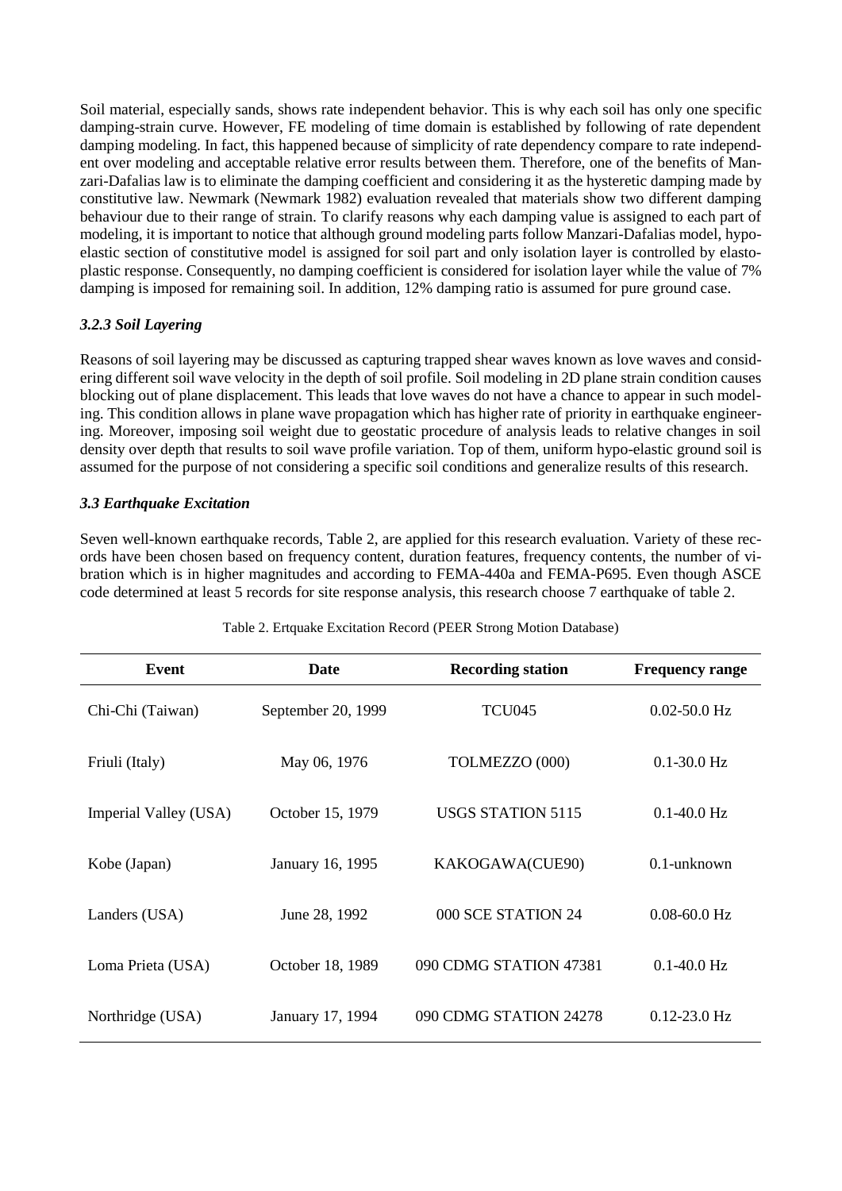Soil material, especially sands, shows rate independent behavior. This is why each soil has only one specific damping-strain curve. However, FE modeling of time domain is established by following of rate dependent damping modeling. In fact, this happened because of simplicity of rate dependency compare to rate independent over modeling and acceptable relative error results between them. Therefore, one of the benefits of Manzari-Dafalias law is to eliminate the damping coefficient and considering it as the hysteretic damping made by constitutive law. Newmark (Newmark 1982) evaluation revealed that materials show two different damping behaviour due to their range of strain. To clarify reasons why each damping value is assigned to each part of modeling, it is important to notice that although ground modeling parts follow Manzari-Dafalias model, hypo-elastic section of constitutive model is assigned for soil part and only isolation layer is controlled by elasto-plastic response. Consequently, no damping coefficient is considered for isolation layer while the value of 7% damping is imposed for remaining soil. In addition, 12% damping ratio is assumed for pure ground case.

### *3.2.3 Soil Layering*

Reasons of soil layering may be discussed as capturing trapped shear waves known as love waves and considering different soil wave velocity in the depth of soil profile. Soil modeling in 2D plane strain condition causes blocking out of plane displacement. This leads that love waves do not have a chance to appear in such modeling. This condition allows in plane wave propagation which has higher rate of priority in earthquake engineering. Moreover, imposing soil weight due to geostatic procedure of analysis leads to relative changes in soil density over depth that results to soil wave profile variation. Top of them, uniform hypo-elastic ground soil is assumed for the purpose of not considering a specific soil conditions and generalize results of this research.

### *3.3 Earthquake Excitation*

Seven well-known earthquake records, Table 2, are applied for this research evaluation. Variety of these records have been chosen based on frequency content, duration features, frequency contents, the number of vibration which is in higher magnitudes and according to FEMA-440a and FEMA-P695. Even though ASCE code determined at least 5 records for site response analysis, this research choose 7 earthquake of table 2.

Table 2. Ertquake Excitation Record (PEER Strong Motion Database)

| Event | Date | Recording station | Frequency range |
|---|---|---|---|
| Chi-Chi (Taiwan) | September 20, 1999 | TCU045 | 0.02-50.0 Hz |
| Friuli (Italy) | May 06, 1976 | TOLMEZZO (000) | 0.1-30.0 Hz |
| Imperial Valley (USA) | October 15, 1979 | USGS STATION 5115 | 0.1-40.0 Hz |
| Kobe (Japan) | January 16, 1995 | KAKOGAWA(CUE90) | 0.1-unknown |
| Landers (USA) | June 28, 1992 | 000 SCE STATION 24 | 0.08-60.0 Hz |
| Loma Prieta (USA) | October 18, 1989 | 090 CDMG STATION 47381 | 0.1-40.0 Hz |
| Northridge (USA) | January 17, 1994 | 090 CDMG STATION 24278 | 0.12-23.0 Hz |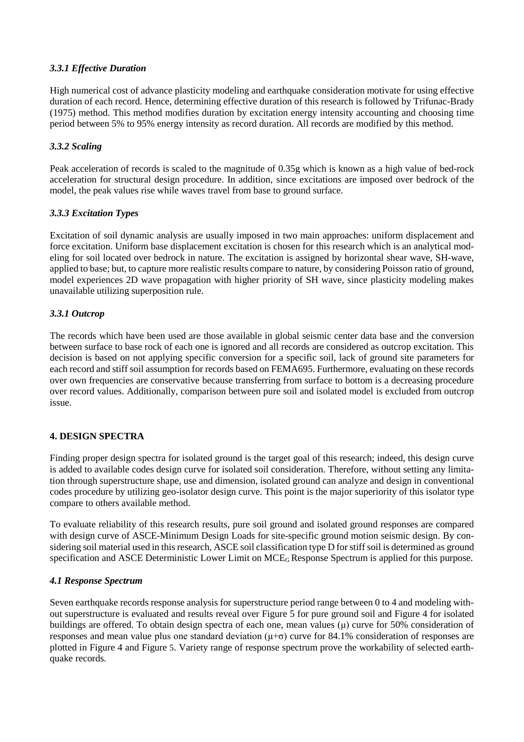### *3.3.1 Effective Duration*

High numerical cost of advance plasticity modeling and earthquake consideration motivate for using effective duration of each record. Hence, determining effective duration of this research is followed by Trifunac-Brady (1975) method. This method modifies duration by excitation energy intensity accounting and choosing time period between 5% to 95% energy intensity as record duration. All records are modified by this method.

### *3.3.2 Scaling*

Peak acceleration of records is scaled to the magnitude of 0.35g which is known as a high value of bed-rock acceleration for structural design procedure. In addition, since excitations are imposed over bedrock of the model, the peak values rise while waves travel from base to ground surface.

### *3.3.3 Excitation Types*

Excitation of soil dynamic analysis are usually imposed in two main approaches: uniform displacement and force excitation. Uniform base displacement excitation is chosen for this research which is an analytical modeling for soil located over bedrock in nature. The excitation is assigned by horizontal shear wave, SH-wave, applied to base; but, to capture more realistic results compare to nature, by considering Poisson ratio of ground, model experiences 2D wave propagation with higher priority of SH wave, since plasticity modeling makes unavailable utilizing superposition rule.

### *3.3.1 Outcrop*

The records which have been used are those available in global seismic center data base and the conversion between surface to base rock of each one is ignored and all records are considered as outcrop excitation. This decision is based on not applying specific conversion for a specific soil, lack of ground site parameters for each record and stiff soil assumption for records based on FEMA695. Furthermore, evaluating on these records over own frequencies are conservative because transferring from surface to bottom is a decreasing procedure over record values. Additionally, comparison between pure soil and isolated model is excluded from outcrop issue.

## **4. DESIGN SPECTRA**

Finding proper design spectra for isolated ground is the target goal of this research; indeed, this design curve is added to available codes design curve for isolated soil consideration. Therefore, without setting any limitation through superstructure shape, use and dimension, isolated ground can analyze and design in conventional codes procedure by utilizing geo-isolator design curve. This point is the major superiority of this isolator type compare to others available method.

To evaluate reliability of this research results, pure soil ground and isolated ground responses are compared with design curve of ASCE-Minimum Design Loads for site-specific ground motion seismic design. By considering soil material used in this research, ASCE soil classification type D for stiff soil is determined as ground specification and ASCE Deterministic Lower Limit on $MCE_G$ Response Spectrum is applied for this purpose.

### *4.1 Response Spectrum*

Seven earthquake records response analysis for superstructure period range between 0 to 4 and modeling without superstructure is evaluated and results reveal over Figure 5 for pure ground soil and Figure 4 for isolated buildings are offered. To obtain design spectra of each one, mean values ($\mu$) curve for 50% consideration of responses and mean value plus one standard deviation ($\mu$+$\sigma$) curve for 84.1% consideration of responses are plotted in Figure 4 and Figure 5. Variety range of response spectrum prove the workability of selected earthquake records.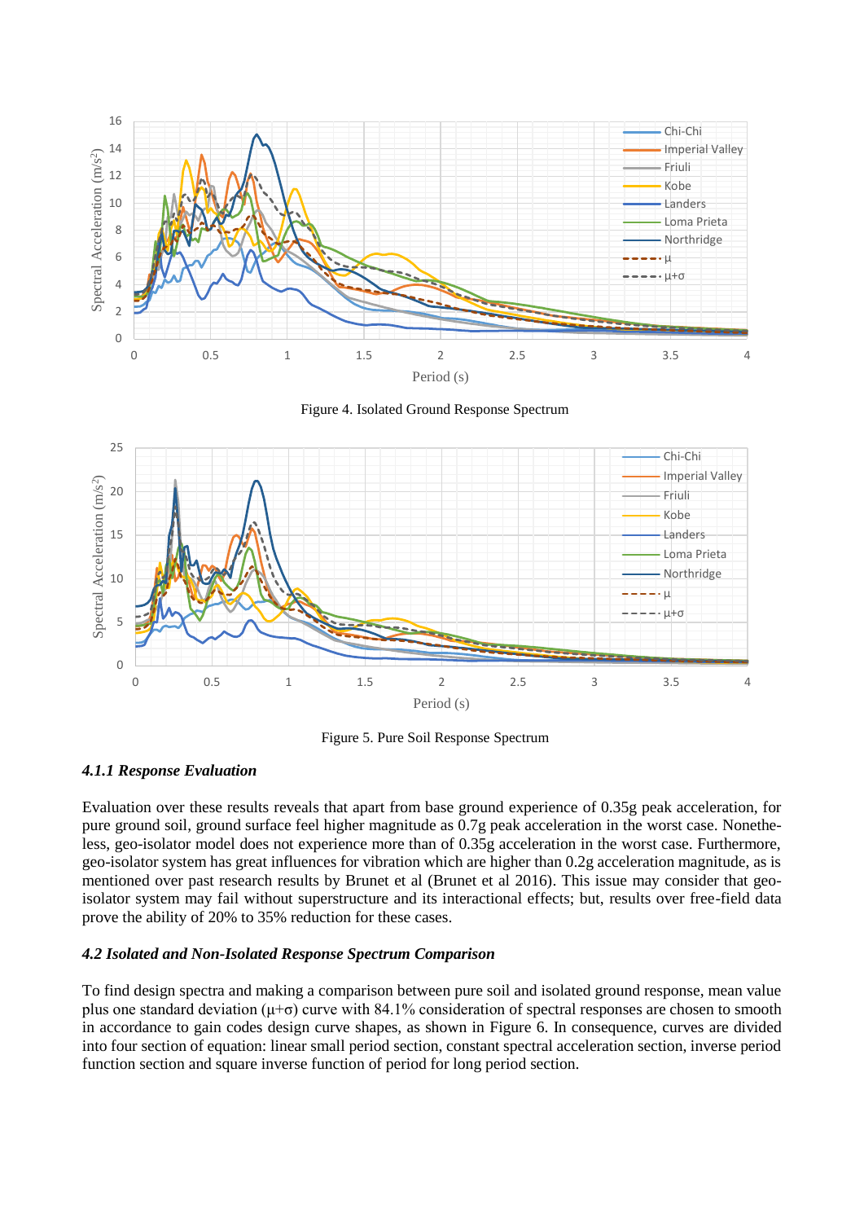Figure 4. Isolated Ground Response Spectrum

Figure 5. Pure Soil Response Spectrum

#### *4.1.1 Response Evaluation*

Evaluation over these results reveals that apart from base ground experience of 0.35g peak acceleration, for pure ground soil, ground surface feel higher magnitude as 0.7g peak acceleration in the worst case. Nonetheless, geo-isolator model does not experience more than of 0.35g acceleration in the worst case. Furthermore, geo-isolator system has great influences for vibration which are higher than 0.2g acceleration magnitude, as is mentioned over past research results by Brunet et al (Brunet et al 2016). This issue may consider that geo-isolator system may fail without superstructure and its interactional effects; but, results over free-field data prove the ability of 20% to 35% reduction for these cases.

### *4.2 Isolated and Non-Isolated Response Spectrum Comparison*

To find design spectra and making a comparison between pure soil and isolated ground response, mean value plus one standard deviation ($\mu+\sigma$) curve with 84.1% consideration of spectral responses are chosen to smooth in accordance to gain codes design curve shapes, as shown in Figure 6. In consequence, curves are divided into four section of equation: linear small period section, constant spectral acceleration section, inverse period function section and square inverse function of period for long period section.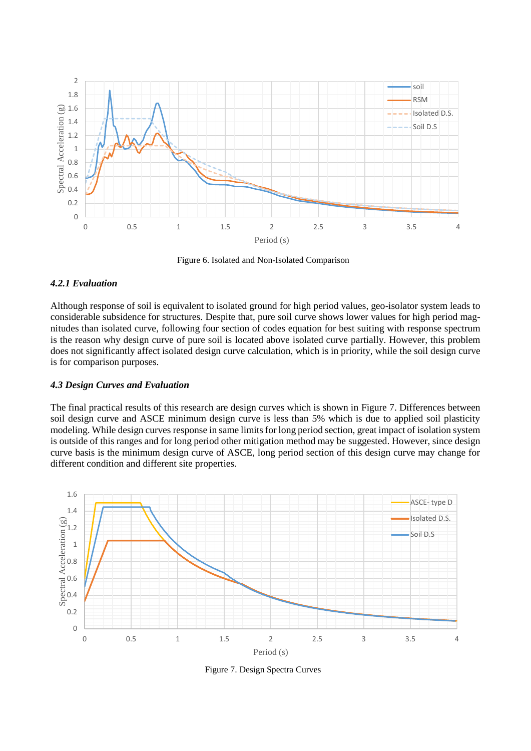Figure 6. Isolated and Non-Isolated Comparison

#### *4.2.1 Evaluation*

Although response of soil is equivalent to isolated ground for high period values, geo-isolator system leads to considerable subsidence for structures. Despite that, pure soil curve shows lower values for high period magnitudes than isolated curve, following four section of codes equation for best suiting with response spectrum is the reason why design curve of pure soil is located above isolated curve partially. However, this problem does not significantly affect isolated design curve calculation, which is in priority, while the soil design curve is for comparison purposes.

### *4.3 Design Curves and Evaluation*

The final practical results of this research are design curves which is shown in Figure 7. Differences between soil design curve and ASCE minimum design curve is less than 5% which is due to applied soil plasticity modeling. While design curves response in same limits for long period section, great impact of isolation system is outside of this ranges and for long period other mitigation method may be suggested. However, since design curve basis is the minimum design curve of ASCE, long period section of this design curve may change for different condition and different site properties.

Figure 7. Design Spectra Curves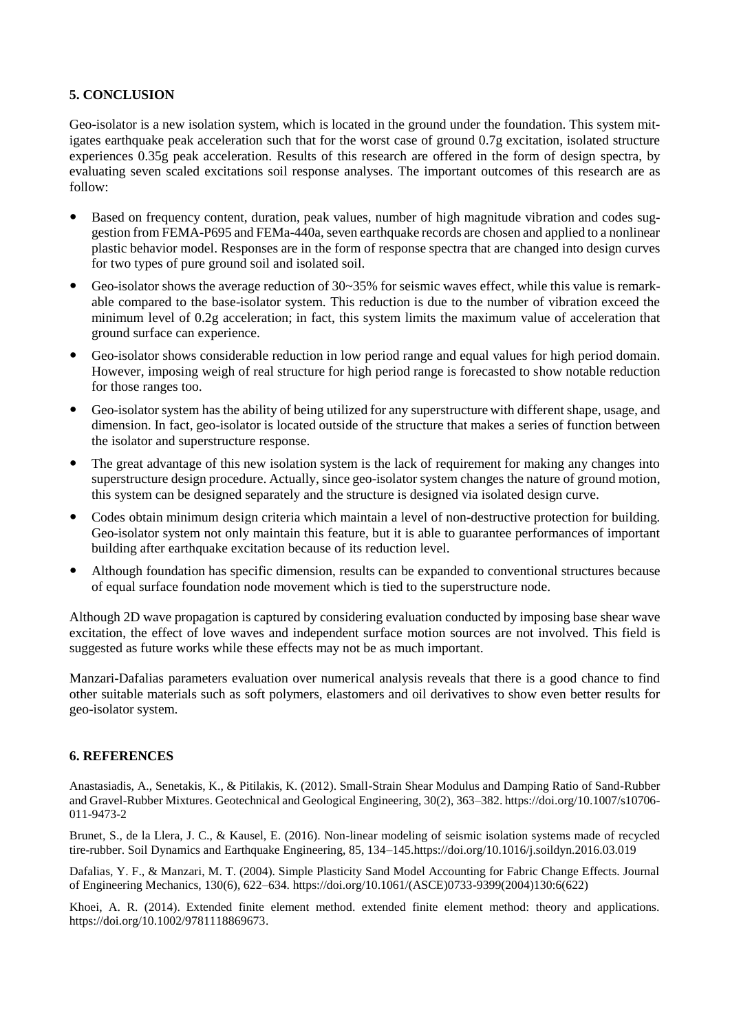## 5. CONCLUSION

Geo-isolator is a new isolation system, which is located in the ground under the foundation. This system mitigates earthquake peak acceleration such that for the worst case of ground 0.7g excitation, isolated structure experiences 0.35g peak acceleration. Results of this research are offered in the form of design spectra, by evaluating seven scaled excitations soil response analyses. The important outcomes of this research are as follow:

- Based on frequency content, duration, peak values, number of high magnitude vibration and codes suggestion from FEMA-P695 and FEMa-440a, seven earthquake records are chosen and applied to a nonlinear plastic behavior model. Responses are in the form of response spectra that are changed into design curves for two types of pure ground soil and isolated soil.
- Geo-isolator shows the average reduction of 30~35% for seismic waves effect, while this value is remarkable compared to the base-isolator system. This reduction is due to the number of vibration exceed the minimum level of 0.2g acceleration; in fact, this system limits the maximum value of acceleration that ground surface can experience.
- Geo-isolator shows considerable reduction in low period range and equal values for high period domain. However, imposing weigh of real structure for high period range is forecasted to show notable reduction for those ranges too.
- Geo-isolator system has the ability of being utilized for any superstructure with different shape, usage, and dimension. In fact, geo-isolator is located outside of the structure that makes a series of function between the isolator and superstructure response.
- The great advantage of this new isolation system is the lack of requirement for making any changes into superstructure design procedure. Actually, since geo-isolator system changes the nature of ground motion, this system can be designed separately and the structure is designed via isolated design curve.
- Codes obtain minimum design criteria which maintain a level of non-destructive protection for building. Geo-isolator system not only maintain this feature, but it is able to guarantee performances of important building after earthquake excitation because of its reduction level.
- Although foundation has specific dimension, results can be expanded to conventional structures because of equal surface foundation node movement which is tied to the superstructure node.

Although 2D wave propagation is captured by considering evaluation conducted by imposing base shear wave excitation, the effect of love waves and independent surface motion sources are not involved. This field is suggested as future works while these effects may not be as much important.

Manzari-Dafalias parameters evaluation over numerical analysis reveals that there is a good chance to find other suitable materials such as soft polymers, elastomers and oil derivatives to show even better results for geo-isolator system.

## 6. REFERENCES

Anastasiadis, A., Senetakis, K., & Pitilakis, K. (2012). Small-Strain Shear Modulus and Damping Ratio of Sand-Rubber and Gravel-Rubber Mixtures. Geotechnical and Geological Engineering, 30(2), 363–382. https://doi.org/10.1007/s10706-011-9473-2

Brunet, S., de la Llera, J. C., & Kausel, E. (2016). Non-linear modeling of seismic isolation systems made of recycled tire-rubber. Soil Dynamics and Earthquake Engineering, 85, 134–145.https://doi.org/10.1016/j.soildyn.2016.03.019

Dafalias, Y. F., & Manzari, M. T. (2004). Simple Plasticity Sand Model Accounting for Fabric Change Effects. Journal of Engineering Mechanics, 130(6), 622–634. https://doi.org/10.1061/(ASCE)0733-9399(2004)130:6(622)

Khoei, A. R. (2014). Extended finite element method. extended finite element method: theory and applications. https://doi.org/10.1002/9781118869673.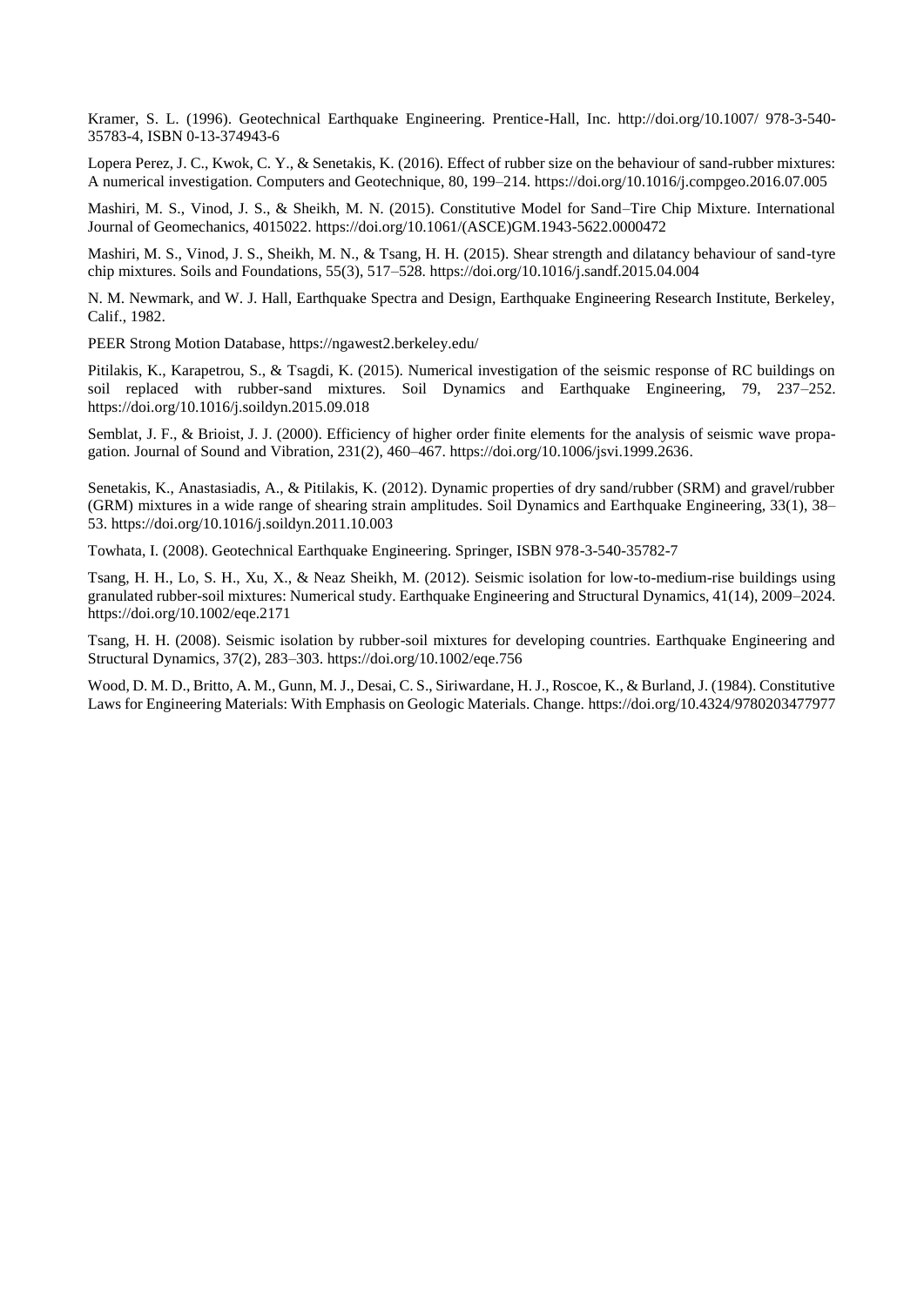Kramer, S. L. (1996). Geotechnical Earthquake Engineering. Prentice-Hall, Inc. http://doi.org/10.1007/ 978-3-540-35783-4, ISBN 0-13-374943-6

Lopera Perez, J. C., Kwok, C. Y., & Senetakis, K. (2016). Effect of rubber size on the behaviour of sand-rubber mixtures: A numerical investigation. Computers and Geotechnique, 80, 199–214. https://doi.org/10.1016/j.compgeo.2016.07.005

Mashiri, M. S., Vinod, J. S., & Sheikh, M. N. (2015). Constitutive Model for Sand–Tire Chip Mixture. International Journal of Geomechanics, 4015022. https://doi.org/10.1061/(ASCE)GM.1943-5622.0000472

Mashiri, M. S., Vinod, J. S., Sheikh, M. N., & Tsang, H. H. (2015). Shear strength and dilatancy behaviour of sand-tyre chip mixtures. Soils and Foundations, 55(3), 517–528. https://doi.org/10.1016/j.sandf.2015.04.004

N. M. Newmark, and W. J. Hall, Earthquake Spectra and Design, Earthquake Engineering Research Institute, Berkeley, Calif., 1982.

PEER Strong Motion Database, https://ngawest2.berkeley.edu/

Pitilakis, K., Karapetrou, S., & Tsagdi, K. (2015). Numerical investigation of the seismic response of RC buildings on soil replaced with rubber-sand mixtures. Soil Dynamics and Earthquake Engineering, 79, 237–252. https://doi.org/10.1016/j.soildyn.2015.09.018

Semblat, J. F., & Brioist, J. J. (2000). Efficiency of higher order finite elements for the analysis of seismic wave propagation. Journal of Sound and Vibration, 231(2), 460–467. https://doi.org/10.1006/jsvi.1999.2636.

Senetakis, K., Anastasiadis, A., & Pitilakis, K. (2012). Dynamic properties of dry sand/rubber (SRM) and gravel/rubber (GRM) mixtures in a wide range of shearing strain amplitudes. Soil Dynamics and Earthquake Engineering, 33(1), 38–53. https://doi.org/10.1016/j.soildyn.2011.10.003

Towhata, I. (2008). Geotechnical Earthquake Engineering. Springer, ISBN 978-3-540-35782-7

Tsang, H. H., Lo, S. H., Xu, X., & Neaz Sheikh, M. (2012). Seismic isolation for low-to-medium-rise buildings using granulated rubber-soil mixtures: Numerical study. Earthquake Engineering and Structural Dynamics, 41(14), 2009–2024. https://doi.org/10.1002/eqe.2171

Tsang, H. H. (2008). Seismic isolation by rubber-soil mixtures for developing countries. Earthquake Engineering and Structural Dynamics, 37(2), 283–303. https://doi.org/10.1002/eqe.756

Wood, D. M. D., Britto, A. M., Gunn, M. J., Desai, C. S., Siriwardane, H. J., Roscoe, K., & Burland, J. (1984). Constitutive Laws for Engineering Materials: With Emphasis on Geologic Materials. Change. https://doi.org/10.4324/9780203477977